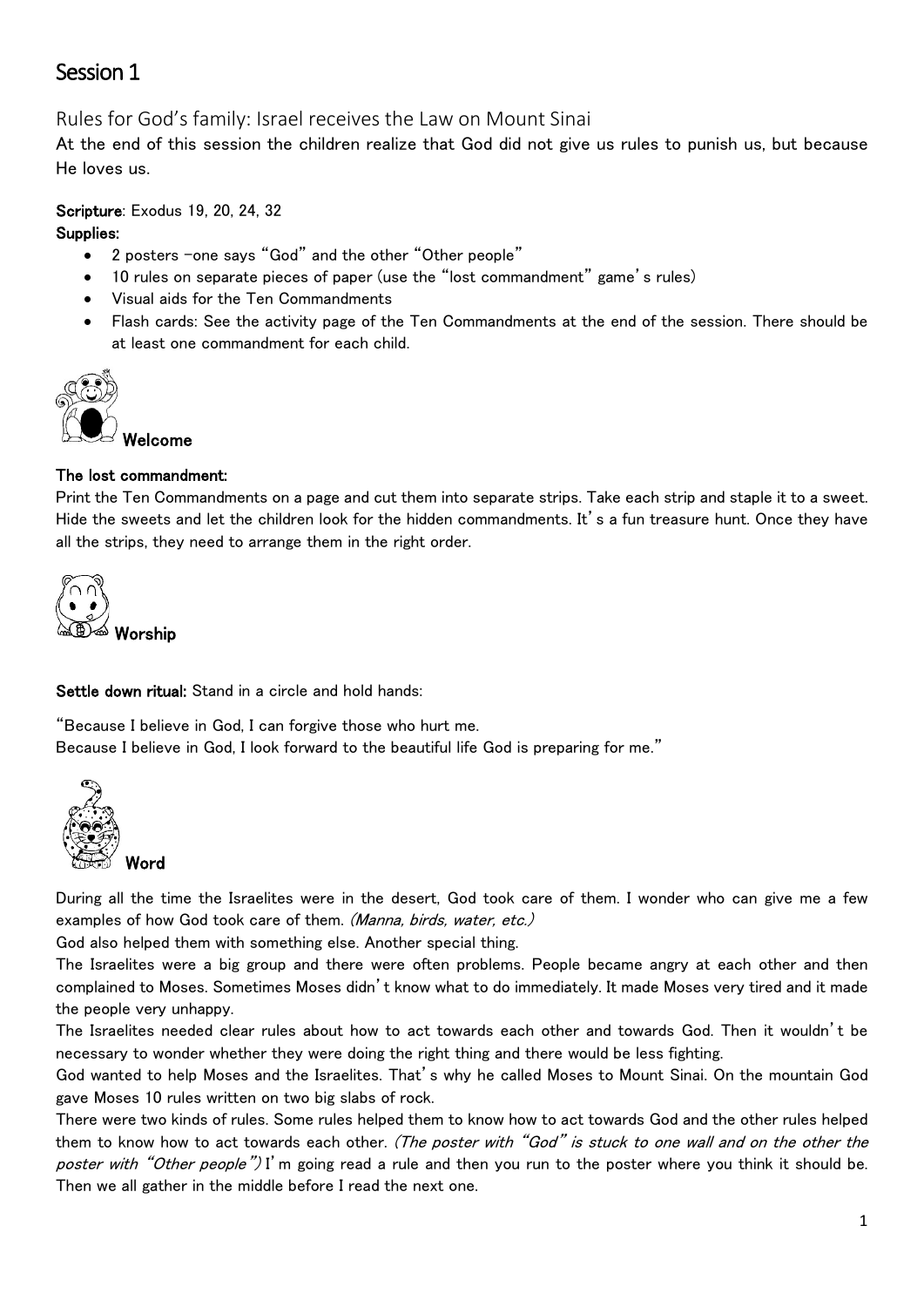# Session 1

## Rules for God's family: Israel receives the Law on Mount Sinai

At the end of this session the children realize that God did not give us rules to punish us, but because He loves us.

**Scripture**: Exodus 19, 20, 24, 32

**Supplies:**

- 2 posters –one says "God" and the other "Other people"
- 10 rules on separate pieces of paper (use the "lost commandment" game's rules)
- Visual aids for the Ten Commandments
- Flash cards: See the activity page of the Ten Commandments at the end of the session. There should be at least one commandment for each child.

### Welcome

**The lost commandment:**

Print the Ten Commandments on a page and cut them into separate strips. Take each strip and staple it to a sweet. Hide the sweets and let the children look for the hidden commandments. It's a fun treasure hunt. Once they have all the strips, they need to arrange them in the right order.

### Worship

**Settle down ritual:** Stand in a circle and hold hands:

"Because I believe in God, I can forgive those who hurt me.
Because I believe in God, I look forward to the beautiful life God is preparing for me."

### Word

During all the time the Israelites were in the desert, God took care of them. I wonder who can give me a few examples of how God took care of them. *(Manna, birds, water, etc.)*

God also helped them with something else. Another special thing.

The Israelites were a big group and there were often problems. People became angry at each other and then complained to Moses. Sometimes Moses didn't know what to do immediately. It made Moses very tired and it made the people very unhappy.

The Israelites needed clear rules about how to act towards each other and towards God. Then it wouldn't be necessary to wonder whether they were doing the right thing and there would be less fighting.

God wanted to help Moses and the Israelites. That's why he called Moses to Mount Sinai. On the mountain God gave Moses 10 rules written on two big slabs of rock.

There were two kinds of rules. Some rules helped them to know how to act towards God and the other rules helped them to know how to act towards each other. *(The poster with "God" is stuck to one wall and on the other the poster with "Other people")* I'm going read a rule and then you run to the poster where you think it should be. Then we all gather in the middle before I read the next one.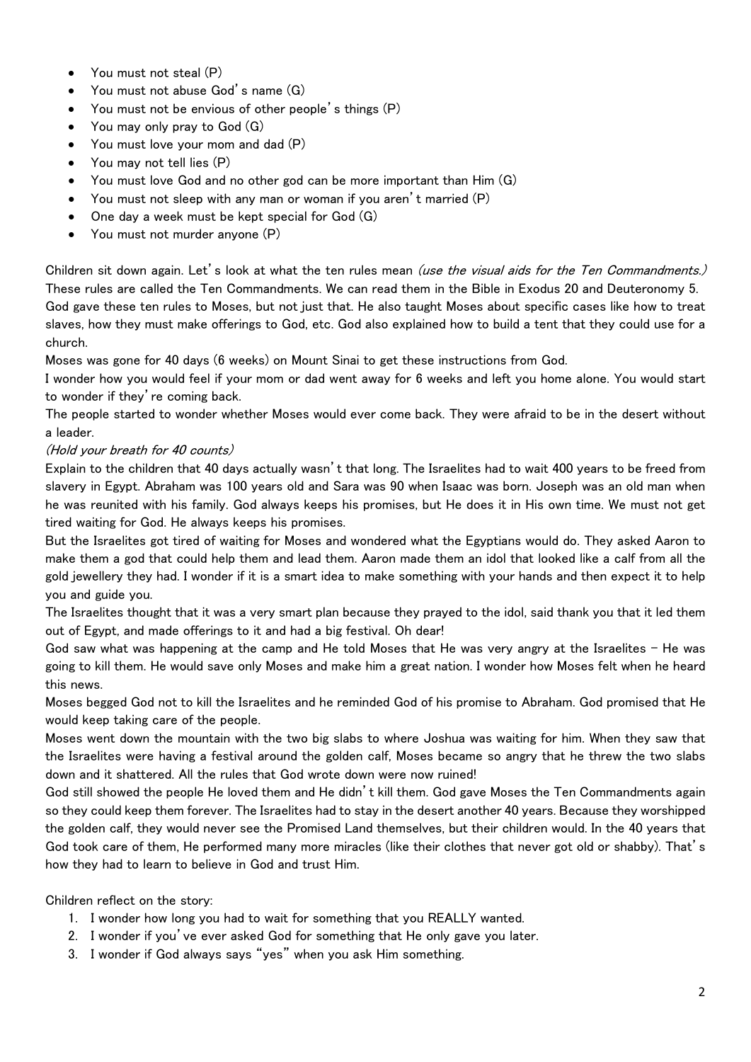- You must not steal (P)
- You must not abuse God's name (G)
- You must not be envious of other people's things (P)
- You may only pray to God (G)
- You must love your mom and dad (P)
- You may not tell lies (P)
- You must love God and no other god can be more important than Him (G)
- You must not sleep with any man or woman if you aren't married (P)
- One day a week must be kept special for God (G)
- You must not murder anyone (P)

Children sit down again. Let's look at what the ten rules mean *(use the visual aids for the Ten Commandments.)* These rules are called the Ten Commandments. We can read them in the Bible in Exodus 20 and Deuteronomy 5.

God gave these ten rules to Moses, but not just that. He also taught Moses about specific cases like how to treat slaves, how they must make offerings to God, etc. God also explained how to build a tent that they could use for a church.

Moses was gone for 40 days (6 weeks) on Mount Sinai to get these instructions from God.

I wonder how you would feel if your mom or dad went away for 6 weeks and left you home alone. You would start to wonder if they're coming back.

The people started to wonder whether Moses would ever come back. They were afraid to be in the desert without a leader.

*(Hold your breath for 40 counts)*

Explain to the children that 40 days actually wasn't that long. The Israelites had to wait 400 years to be freed from slavery in Egypt. Abraham was 100 years old and Sara was 90 when Isaac was born. Joseph was an old man when he was reunited with his family. God always keeps his promises, but He does it in His own time. We must not get tired waiting for God. He always keeps his promises.

But the Israelites got tired of waiting for Moses and wondered what the Egyptians would do. They asked Aaron to make them a god that could help them and lead them. Aaron made them an idol that looked like a calf from all the gold jewellery they had. I wonder if it is a smart idea to make something with your hands and then expect it to help you and guide you.

The Israelites thought that it was a very smart plan because they prayed to the idol, said thank you that it led them out of Egypt, and made offerings to it and had a big festival. Oh dear!

God saw what was happening at the camp and He told Moses that He was very angry at the Israelites – He was going to kill them. He would save only Moses and make him a great nation. I wonder how Moses felt when he heard this news.

Moses begged God not to kill the Israelites and he reminded God of his promise to Abraham. God promised that He would keep taking care of the people.

Moses went down the mountain with the two big slabs to where Joshua was waiting for him. When they saw that the Israelites were having a festival around the golden calf, Moses became so angry that he threw the two slabs down and it shattered. All the rules that God wrote down were now ruined!

God still showed the people He loved them and He didn't kill them. God gave Moses the Ten Commandments again so they could keep them forever. The Israelites had to stay in the desert another 40 years. Because they worshipped the golden calf, they would never see the Promised Land themselves, but their children would. In the 40 years that God took care of them, He performed many more miracles (like their clothes that never got old or shabby). That's how they had to learn to believe in God and trust Him.

Children reflect on the story:

1. I wonder how long you had to wait for something that you REALLY wanted.
2. I wonder if you've ever asked God for something that He only gave you later.
3. I wonder if God always says "yes" when you ask Him something.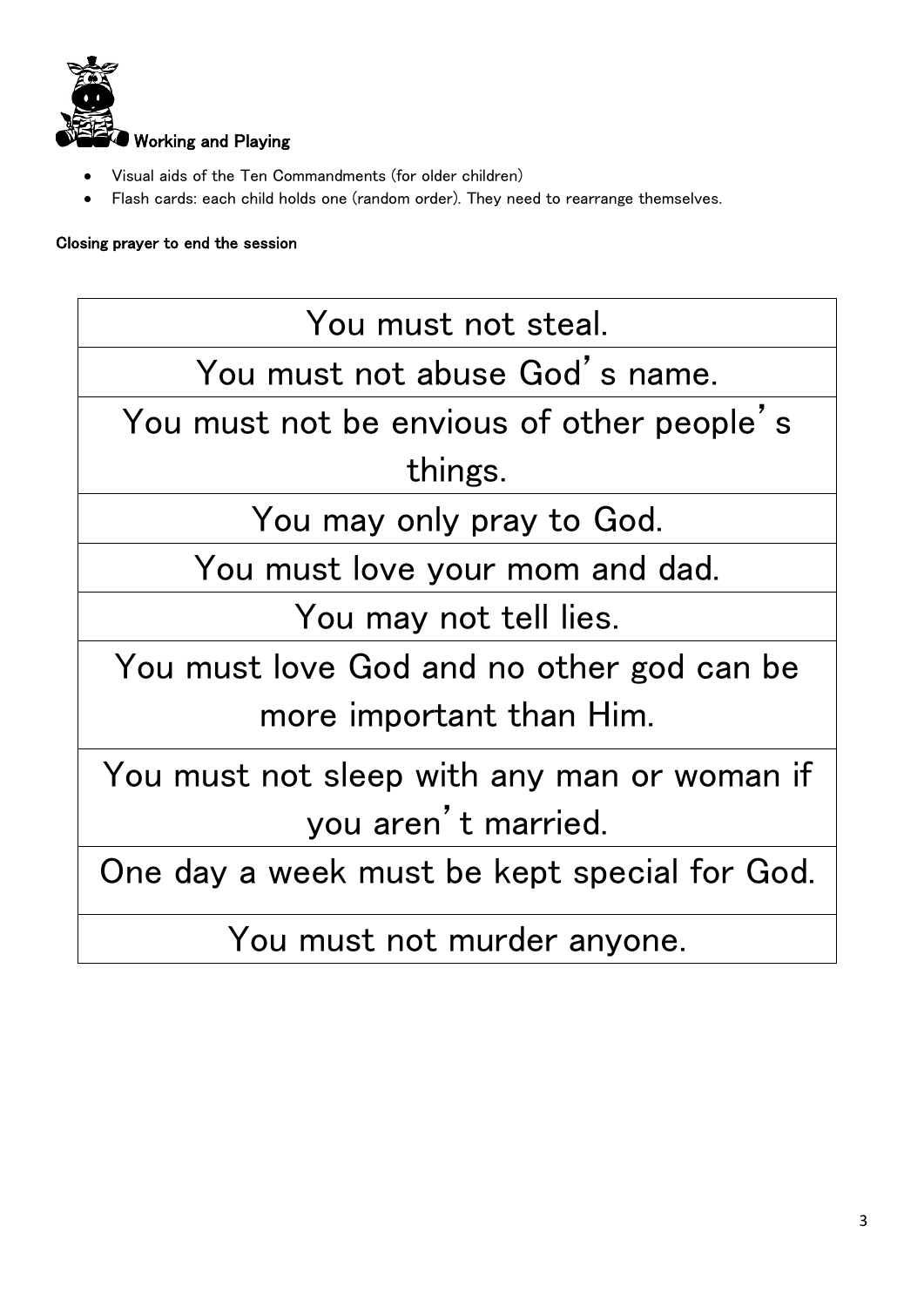## Working and Playing

- Visual aids of the Ten Commandments (for older children)
- Flash cards: each child holds one (random order). They need to rearrange themselves.

**Closing prayer to end the session**

| You must not steal. |
|---|
| You must not abuse God's name. |
| You must not be envious of other people's things. |
| You may only pray to God. |
| You must love your mom and dad. |
| You may not tell lies. |
| You must love God and no other god can be more important than Him. |
| You must not sleep with any man or woman if you aren't married. |
| One day a week must be kept special for God. |
| You must not murder anyone. |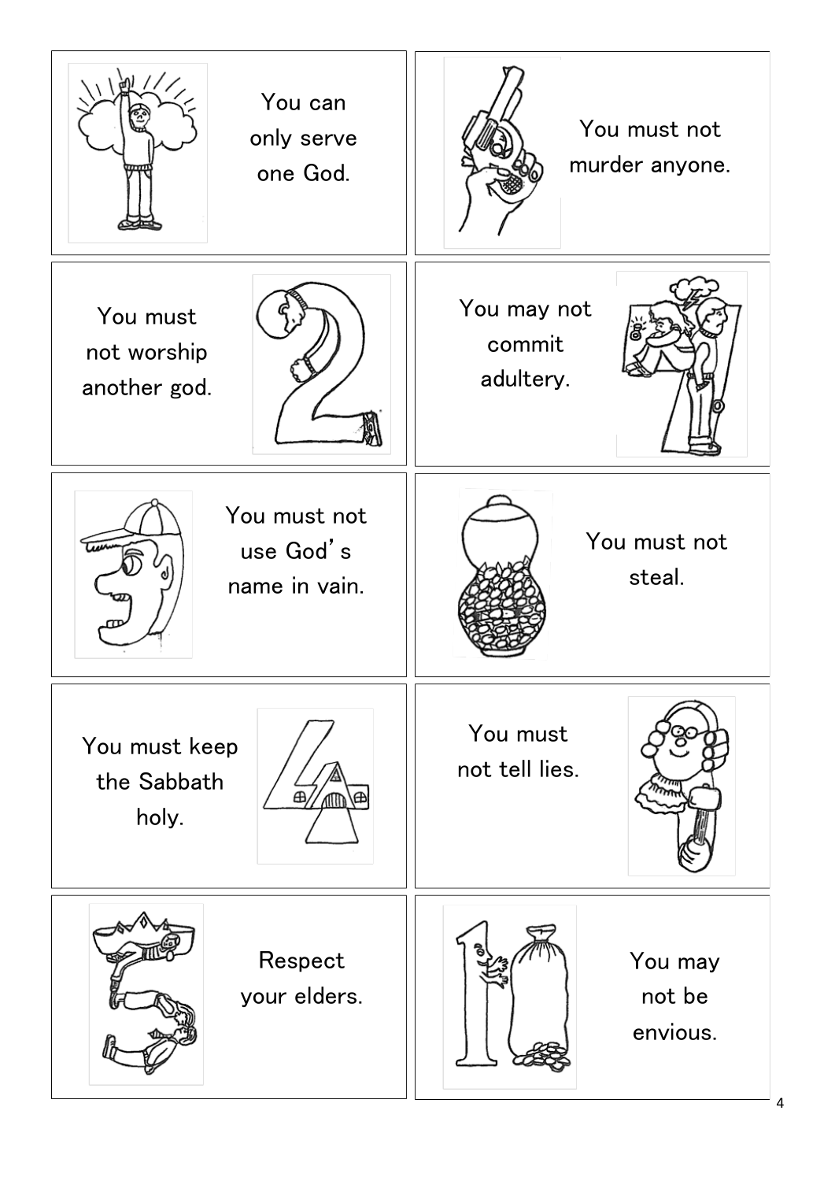You can only serve one God.

You must not murder anyone.

You must not worship another god.

You may not commit adultery.

You must not use God's name in vain.

You must not steal.

You must keep the Sabbath holy.

You must not tell lies.

Respect your elders.

You may not be envious.